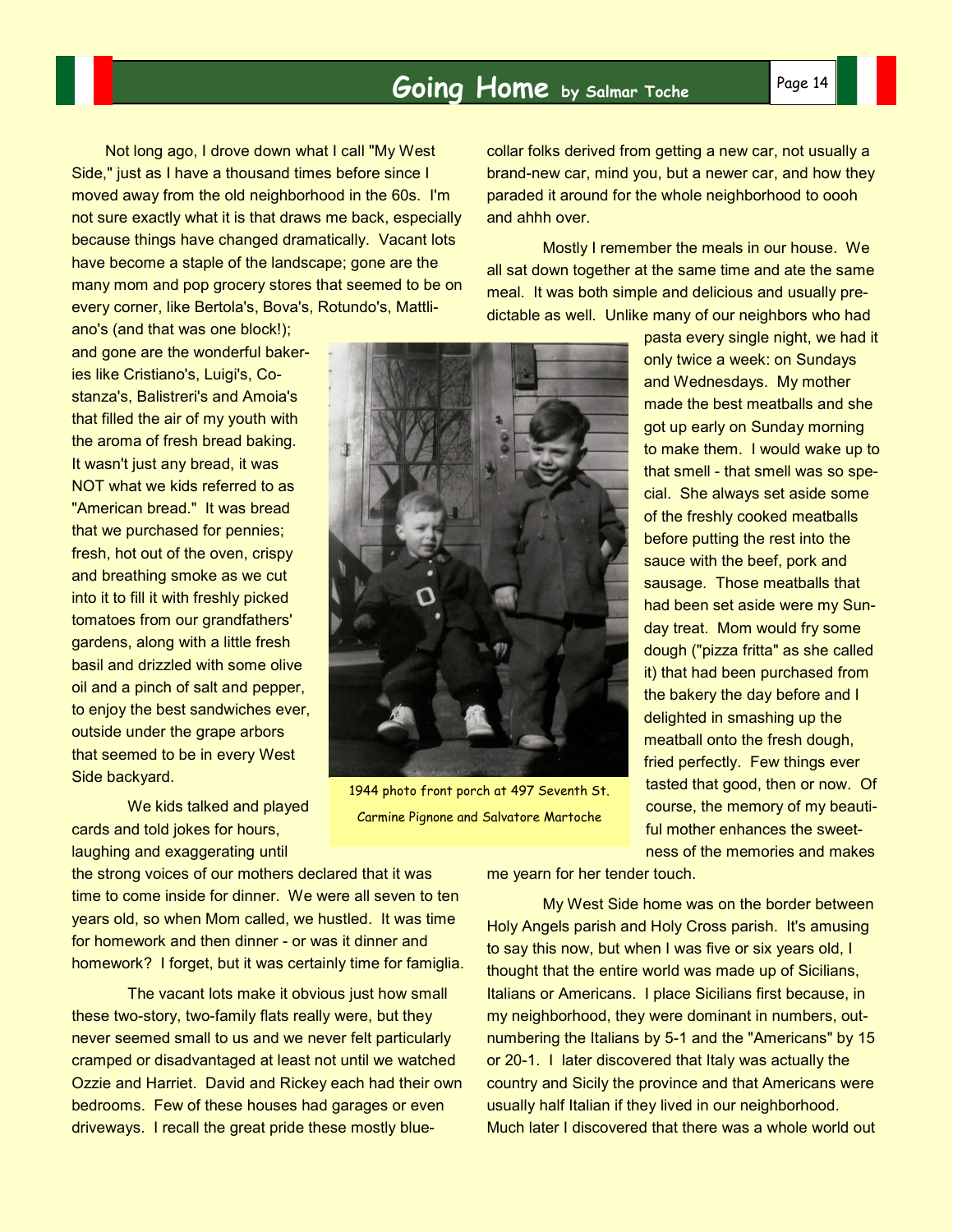# Going Home by Salmar Toche

Not long ago, I drove down what I call "My West Side," just as I have a thousand times before since I moved away from the old neighborhood in the 60s. I'm not sure exactly what it is that draws me back, especially because things have changed dramatically. Vacant lots have become a staple of the landscape; gone are the many mom and pop grocery stores that seemed to be on every corner, like Bertola's, Bova's, Rotundo's, Mattliano's (and that was one block!); and gone are the wonderful bakeries like Cristiano's, Luigi's, Costanza's, Balistreri's and Amoia's that filled the air of my youth with the aroma of fresh bread baking. It wasn't just any bread, it was NOT what we kids referred to as "American bread." It was bread that we purchased for pennies; fresh, hot out of the oven, crispy and breathing smoke as we cut into it to fill it with freshly picked tomatoes from our grandfathers' gardens, along with a little fresh basil and drizzled with some olive oil and a pinch of salt and pepper, to enjoy the best sandwiches ever, outside under the grape arbors that seemed to be in every West Side backyard.

We kids talked and played cards and told jokes for hours, laughing and exaggerating until the strong voices of our mothers declared that it was time to come inside for dinner. We were all seven to ten years old, so when Mom called, we hustled. It was time for homework and then dinner - or was it dinner and homework? I forget, but it was certainly time for famiglia.

The vacant lots make it obvious just how small these two-story, two-family flats really were, but they never seemed small to us and we never felt particularly cramped or disadvantaged at least not until we watched Ozzie and Harriet. David and Rickey each had their own bedrooms. Few of these houses had garages or even driveways. I recall the great pride these mostly blue-collar folks derived from getting a new car, not usually a brand-new car, mind you, but a newer car, and how they paraded it around for the whole neighborhood to oooh and ahhh over.

Mostly I remember the meals in our house. We all sat down together at the same time and ate the same meal. It was both simple and delicious and usually predictable as well. Unlike many of our neighbors who had pasta every single night, we had it only twice a week: on Sundays and Wednesdays. My mother made the best meatballs and she got up early on Sunday morning to make them. I would wake up to that smell - that smell was so special. She always set aside some of the freshly cooked meatballs before putting the rest into the sauce with the beef, pork and sausage. Those meatballs that had been set aside were my Sunday treat. Mom would fry some dough ("pizza fritta" as she called it) that had been purchased from the bakery the day before and I delighted in smashing up the meatball onto the fresh dough, fried perfectly. Few things ever tasted that good, then or now. Of course, the memory of my beautiful mother enhances the sweetness of the memories and makes me yearn for her tender touch.

1944 photo front porch at 497 Seventh St.
Carmine Pignone and Salvatore Martoche

My West Side home was on the border between Holy Angels parish and Holy Cross parish. It's amusing to say this now, but when I was five or six years old, I thought that the entire world was made up of Sicilians, Italians or Americans. I place Sicilians first because, in my neighborhood, they were dominant in numbers, outnumbering the Italians by 5-1 and the "Americans" by 15 or 20-1. I later discovered that Italy was actually the country and Sicily the province and that Americans were usually half Italian if they lived in our neighborhood. Much later I discovered that there was a whole world out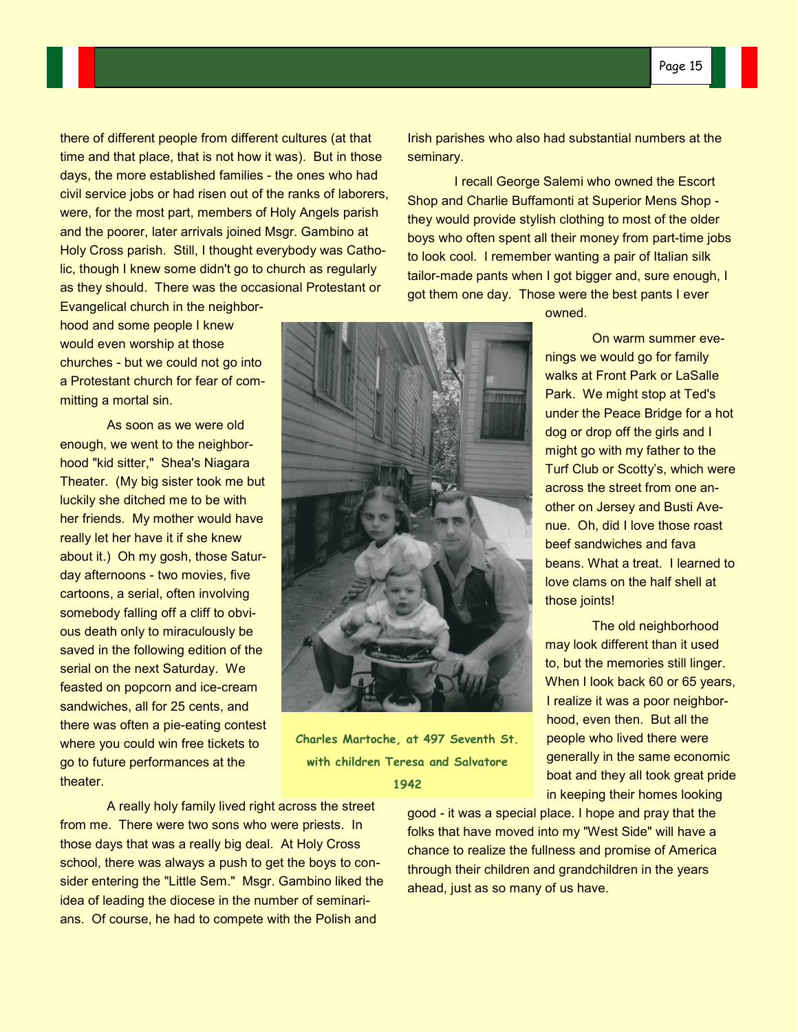there of different people from different cultures (at that time and that place, that is not how it was). But in those days, the more established families - the ones who had civil service jobs or had risen out of the ranks of laborers, were, for the most part, members of Holy Angels parish and the poorer, later arrivals joined Msgr. Gambino at Holy Cross parish. Still, I thought everybody was Catholic, though I knew some didn't go to church as regularly as they should. There was the occasional Protestant or Evangelical church in the neighborhood and some people I knew would even worship at those churches - but we could not go into a Protestant church for fear of committing a mortal sin.

As soon as we were old enough, we went to the neighborhood "kid sitter," Shea's Niagara Theater. (My big sister took me but luckily she ditched me to be with her friends. My mother would have really let her have it if she knew about it.) Oh my gosh, those Saturday afternoons - two movies, five cartoons, a serial, often involving somebody falling off a cliff to obvious death only to miraculously be saved in the following edition of the serial on the next Saturday. We feasted on popcorn and ice-cream sandwiches, all for 25 cents, and there was often a pie-eating contest where you could win free tickets to go to future performances at the theater.

A really holy family lived right across the street from me. There were two sons who were priests. In those days that was a really big deal. At Holy Cross school, there was always a push to get the boys to consider entering the "Little Sem." Msgr. Gambino liked the idea of leading the diocese in the number of seminarians. Of course, he had to compete with the Polish and Irish parishes who also had substantial numbers at the seminary.

Charles Martoche, at 497 Seventh St. with children Teresa and Salvatore 1942

I recall George Salemi who owned the Escort Shop and Charlie Buffamonti at Superior Mens Shop - they would provide stylish clothing to most of the older boys who often spent all their money from part-time jobs to look cool. I remember wanting a pair of Italian silk tailor-made pants when I got bigger and, sure enough, I got them one day. Those were the best pants I ever owned.

On warm summer evenings we would go for family walks at Front Park or LaSalle Park. We might stop at Ted's under the Peace Bridge for a hot dog or drop off the girls and I might go with my father to the Turf Club or Scotty's, which were across the street from one another on Jersey and Busti Avenue. Oh, did I love those roast beef sandwiches and fava beans. What a treat. I learned to love clams on the half shell at those joints!

The old neighborhood may look different than it used to, but the memories still linger. When I look back 60 or 65 years, I realize it was a poor neighborhood, even then. But all the people who lived there were generally in the same economic boat and they all took great pride in keeping their homes looking good - it was a special place. I hope and pray that the folks that have moved into my "West Side" will have a chance to realize the fullness and promise of America through their children and grandchildren in the years ahead, just as so many of us have.